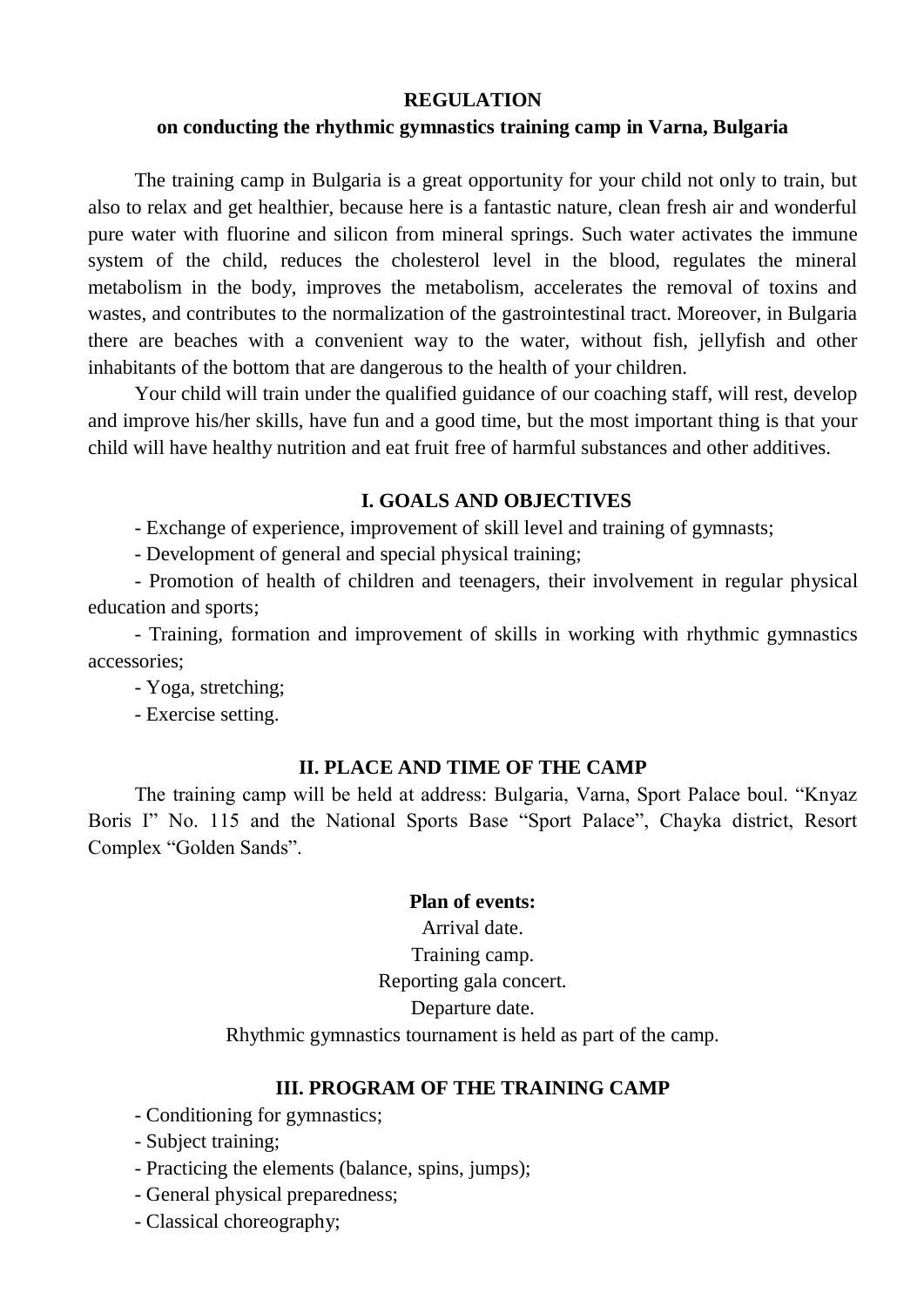# REGULATION

## on conducting the rhythmic gymnastics training camp in Varna, Bulgaria

The training camp in Bulgaria is a great opportunity for your child not only to train, but also to relax and get healthier, because here is a fantastic nature, clean fresh air and wonderful pure water with fluorine and silicon from mineral springs. Such water activates the immune system of the child, reduces the cholesterol level in the blood, regulates the mineral metabolism in the body, improves the metabolism, accelerates the removal of toxins and wastes, and contributes to the normalization of the gastrointestinal tract. Moreover, in Bulgaria there are beaches with a convenient way to the water, without fish, jellyfish and other inhabitants of the bottom that are dangerous to the health of your children.

Your child will train under the qualified guidance of our coaching staff, will rest, develop and improve his/her skills, have fun and a good time, but the most important thing is that your child will have healthy nutrition and eat fruit free of harmful substances and other additives.

## I. GOALS AND OBJECTIVES

- Exchange of experience, improvement of skill level and training of gymnasts;
- Development of general and special physical training;
- Promotion of health of children and teenagers, their involvement in regular physical education and sports;
- Training, formation and improvement of skills in working with rhythmic gymnastics accessories;
- Yoga, stretching;
- Exercise setting.

## II. PLACE AND TIME OF THE CAMP

The training camp will be held at address: Bulgaria, Varna, Sport Palace boul. “Knyaz Boris I” No. 115 and the National Sports Base “Sport Palace”, Chayka district, Resort Complex “Golden Sands”.

**Plan of events:**

Arrival date.

Training camp.

Reporting gala concert.

Departure date.

Rhythmic gymnastics tournament is held as part of the camp.

## III. PROGRAM OF THE TRAINING CAMP

- Conditioning for gymnastics;
- Subject training;
- Practicing the elements (balance, spins, jumps);
- General physical preparedness;
- Classical choreography;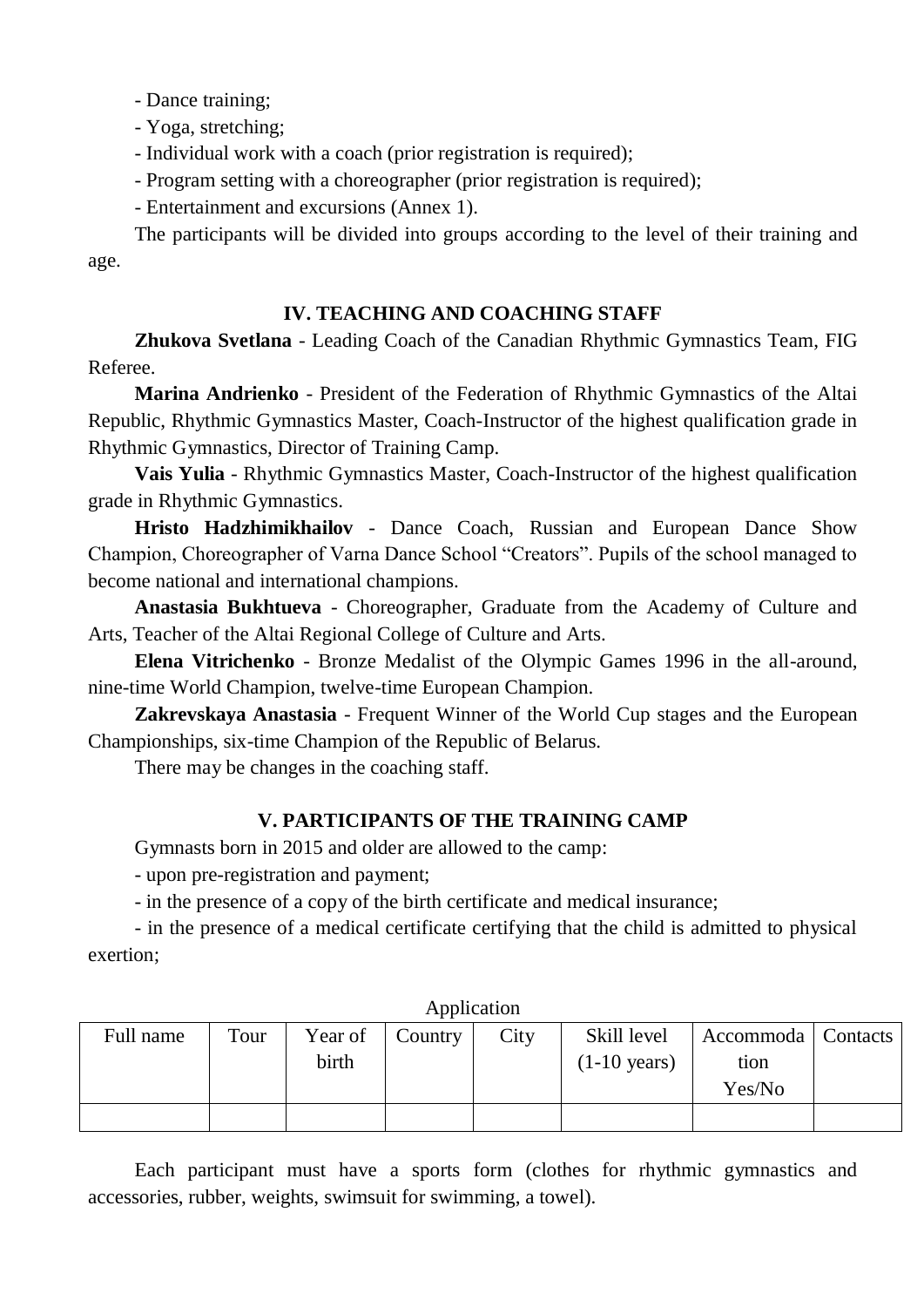- Dance training;
- Yoga, stretching;
- Individual work with a coach (prior registration is required);
- Program setting with a choreographer (prior registration is required);
- Entertainment and excursions (Annex 1).

The participants will be divided into groups according to the level of their training and age.

## IV. TEACHING AND COACHING STAFF

**Zhukova Svetlana** - Leading Coach of the Canadian Rhythmic Gymnastics Team, FIG Referee.

**Marina Andrienko** - President of the Federation of Rhythmic Gymnastics of the Altai Republic, Rhythmic Gymnastics Master, Coach-Instructor of the highest qualification grade in Rhythmic Gymnastics, Director of Training Camp.

**Vais Yulia** - Rhythmic Gymnastics Master, Coach-Instructor of the highest qualification grade in Rhythmic Gymnastics.

**Hristo Hadzhimikhailov** - Dance Coach, Russian and European Dance Show Champion, Choreographer of Varna Dance School "Creators". Pupils of the school managed to become national and international champions.

**Anastasia Bukhtueva** - Choreographer, Graduate from the Academy of Culture and Arts, Teacher of the Altai Regional College of Culture and Arts.

**Elena Vitrichenko** - Bronze Medalist of the Olympic Games 1996 in the all-around, nine-time World Champion, twelve-time European Champion.

**Zakrevskaya Anastasia** - Frequent Winner of the World Cup stages and the European Championships, six-time Champion of the Republic of Belarus.

There may be changes in the coaching staff.

## V. PARTICIPANTS OF THE TRAINING CAMP

Gymnasts born in 2015 and older are allowed to the camp:

- upon pre-registration and payment;
- in the presence of a copy of the birth certificate and medical insurance;
- in the presence of a medical certificate certifying that the child is admitted to physical exertion;

Application

| Full name | Tour | Year of birth | Country | City | Skill level (1-10 years) | Accommodation Yes/No | Contacts |
|---|---|---|---|---|---|---|---|
| | | | | | | | |

Each participant must have a sports form (clothes for rhythmic gymnastics and accessories, rubber, weights, swimsuit for swimming, a towel).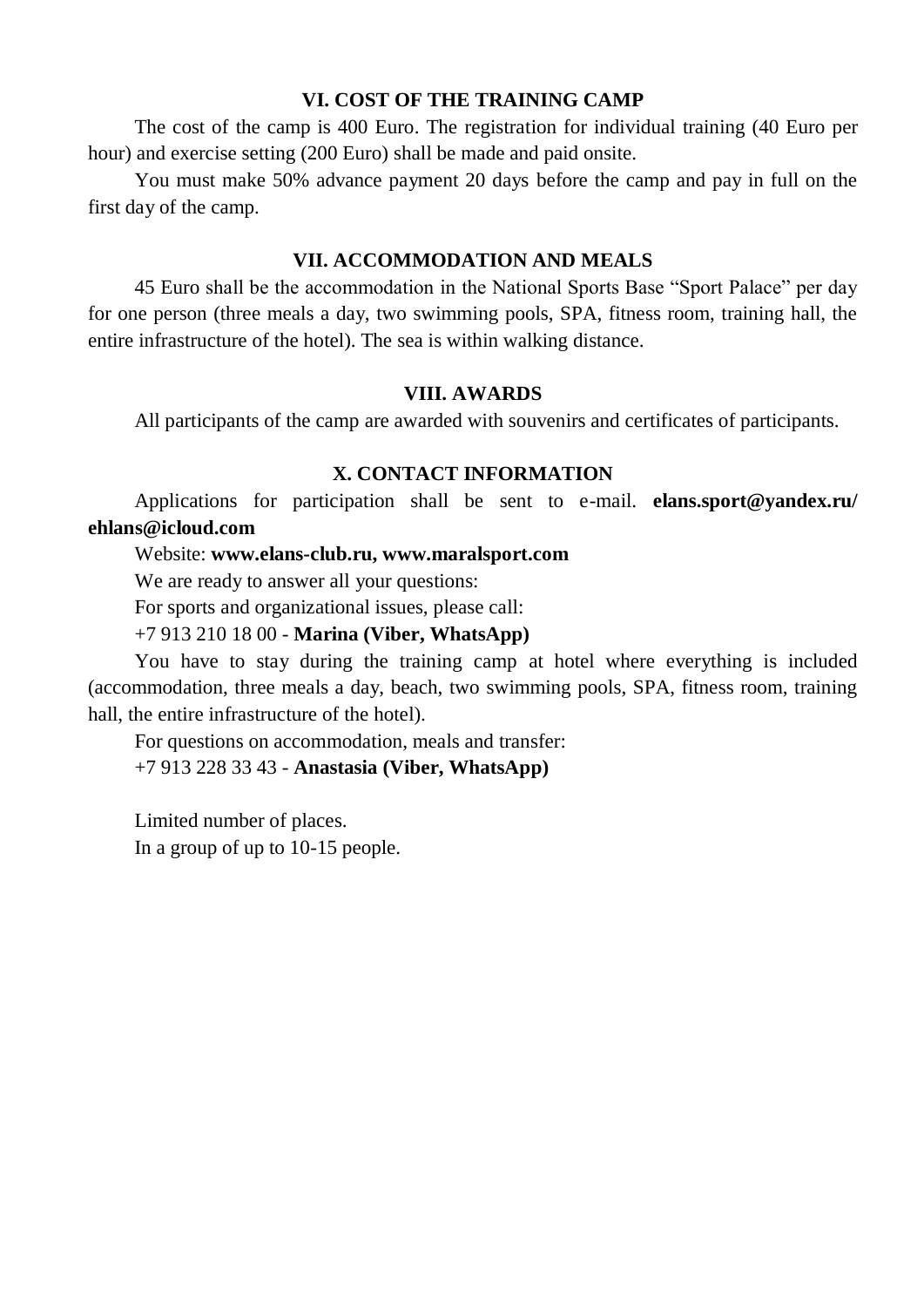## VI. COST OF THE TRAINING CAMP

The cost of the camp is 400 Euro. The registration for individual training (40 Euro per hour) and exercise setting (200 Euro) shall be made and paid onsite.

You must make 50% advance payment 20 days before the camp and pay in full on the first day of the camp.

## VII. ACCOMMODATION AND MEALS

45 Euro shall be the accommodation in the National Sports Base "Sport Palace" per day for one person (three meals a day, two swimming pools, SPA, fitness room, training hall, the entire infrastructure of the hotel). The sea is within walking distance.

## VIII. AWARDS

All participants of the camp are awarded with souvenirs and certificates of participants.

## X. CONTACT INFORMATION

Applications for participation shall be sent to e-mail. **elans.sport@yandex.ru/ ehlans@icloud.com**

Website: **www.elans-club.ru, www.maralsport.com**

We are ready to answer all your questions:

For sports and organizational issues, please call:

+7 913 210 18 00 - **Marina (Viber, WhatsApp)**

You have to stay during the training camp at hotel where everything is included (accommodation, three meals a day, beach, two swimming pools, SPA, fitness room, training hall, the entire infrastructure of the hotel).

For questions on accommodation, meals and transfer:

+7 913 228 33 43 - **Anastasia (Viber, WhatsApp)**

Limited number of places.

In a group of up to 10-15 people.